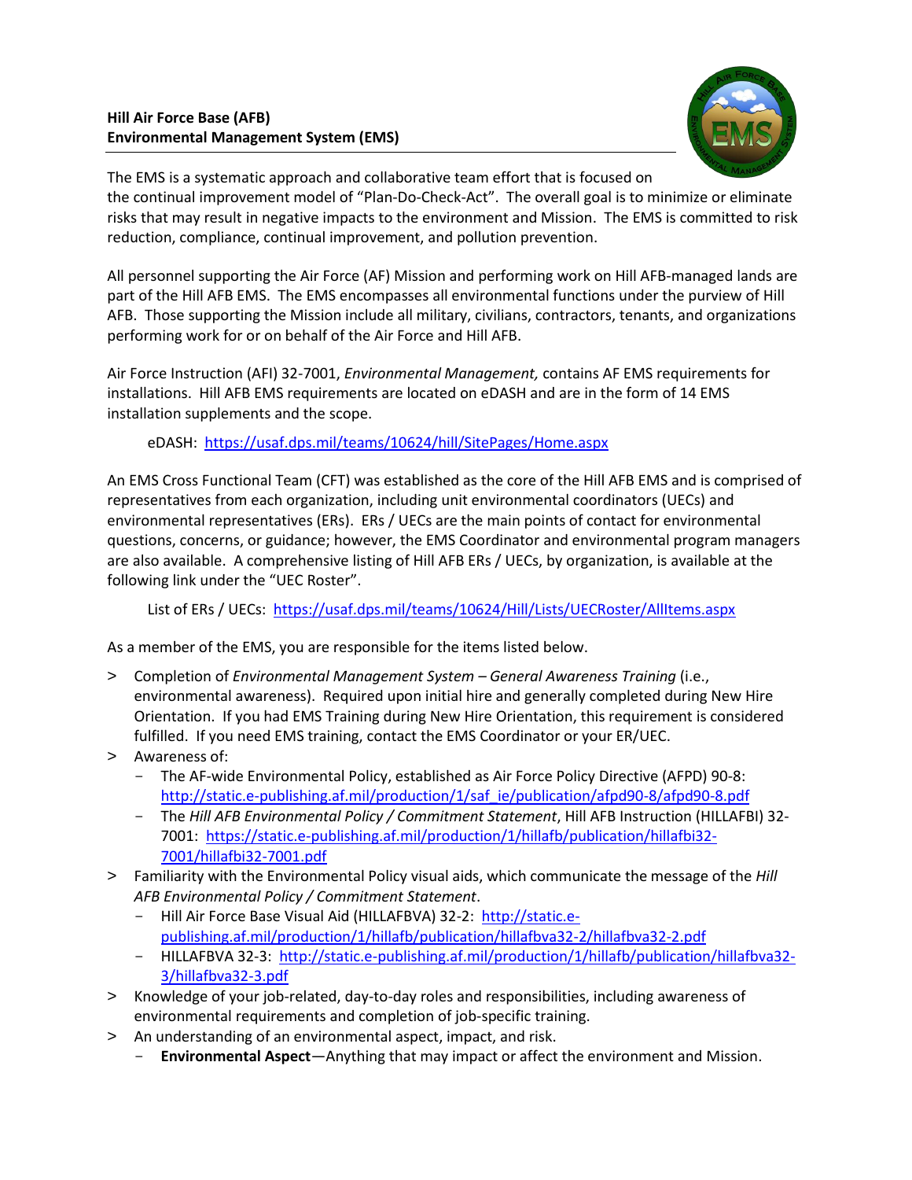**Hill Air Force Base (AFB)**
**Environmental Management System (EMS)**

The EMS is a systematic approach and collaborative team effort that is focused on the continual improvement model of "Plan-Do-Check-Act". The overall goal is to minimize or eliminate risks that may result in negative impacts to the environment and Mission. The EMS is committed to risk reduction, compliance, continual improvement, and pollution prevention.

All personnel supporting the Air Force (AF) Mission and performing work on Hill AFB-managed lands are part of the Hill AFB EMS. The EMS encompasses all environmental functions under the purview of Hill AFB. Those supporting the Mission include all military, civilians, contractors, tenants, and organizations performing work for or on behalf of the Air Force and Hill AFB.

Air Force Instruction (AFI) 32-7001, *Environmental Management,* contains AF EMS requirements for installations. Hill AFB EMS requirements are located on eDASH and are in the form of 14 EMS installation supplements and the scope.

eDASH: https://usaf.dps.mil/teams/10624/hill/SitePages/Home.aspx

An EMS Cross Functional Team (CFT) was established as the core of the Hill AFB EMS and is comprised of representatives from each organization, including unit environmental coordinators (UECs) and environmental representatives (ERs). ERs / UECs are the main points of contact for environmental questions, concerns, or guidance; however, the EMS Coordinator and environmental program managers are also available. A comprehensive listing of Hill AFB ERs / UECs, by organization, is available at the following link under the "UEC Roster".

List of ERs / UECs: https://usaf.dps.mil/teams/10624/Hill/Lists/UECRoster/AllItems.aspx

As a member of the EMS, you are responsible for the items listed below.

- Completion of *Environmental Management System – General Awareness Training* (i.e., environmental awareness). Required upon initial hire and generally completed during New Hire Orientation. If you had EMS Training during New Hire Orientation, this requirement is considered fulfilled. If you need EMS training, contact the EMS Coordinator or your ER/UEC.
- Awareness of:
  - The AF-wide Environmental Policy, established as Air Force Policy Directive (AFPD) 90-8: http://static.e-publishing.af.mil/production/1/saf_ie/publication/afpd90-8/afpd90-8.pdf
  - The *Hill AFB Environmental Policy / Commitment Statement*, Hill AFB Instruction (HILLAFBI) 32-7001: https://static.e-publishing.af.mil/production/1/hillafb/publication/hillafbi32-7001/hillafbi32-7001.pdf
- Familiarity with the Environmental Policy visual aids, which communicate the message of the *Hill AFB Environmental Policy / Commitment Statement*.
  - Hill Air Force Base Visual Aid (HILLAFBVA) 32-2: http://static.e-publishing.af.mil/production/1/hillafb/publication/hillafbva32-2/hillafbva32-2.pdf
  - HILLAFBVA 32-3: http://static.e-publishing.af.mil/production/1/hillafb/publication/hillafbva32-3/hillafbva32-3.pdf
- Knowledge of your job-related, day-to-day roles and responsibilities, including awareness of environmental requirements and completion of job-specific training.
- An understanding of an environmental aspect, impact, and risk.
  - **Environmental Aspect**—Anything that may impact or affect the environment and Mission.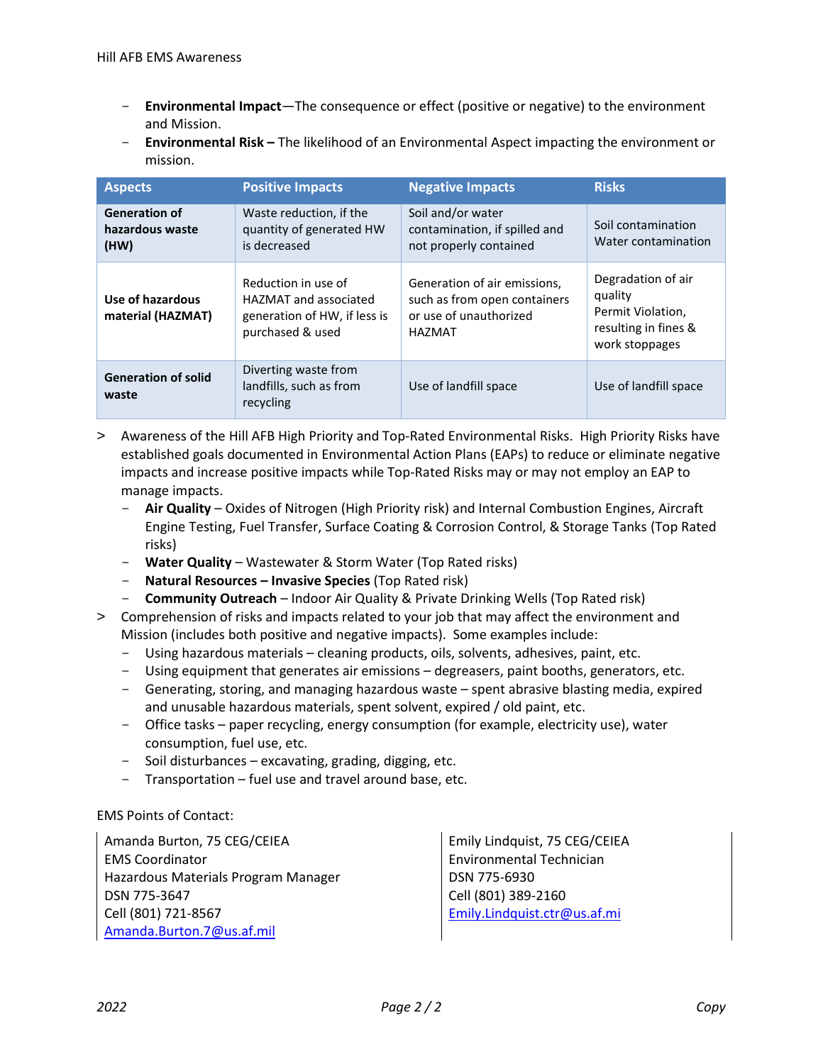- **Environmental Impact**—The consequence or effect (positive or negative) to the environment and Mission.
- **Environmental Risk –** The likelihood of an Environmental Aspect impacting the environment or mission.

| Aspects | Positive Impacts | Negative Impacts | Risks |
|---|---|---|---|
| **Generation of hazardous waste (HW)** | Waste reduction, if the quantity of generated HW is decreased | Soil and/or water contamination, if spilled and not properly contained | Soil contamination<br>Water contamination |
| **Use of hazardous material (HAZMAT)** | Reduction in use of HAZMAT and associated generation of HW, if less is purchased & used | Generation of air emissions, such as from open containers or use of unauthorized HAZMAT | Degradation of air quality<br>Permit Violation, resulting in fines & work stoppages |
| **Generation of solid waste** | Diverting waste from landfills, such as from recycling | Use of landfill space | Use of landfill space |

> Awareness of the Hill AFB High Priority and Top-Rated Environmental Risks. High Priority Risks have established goals documented in Environmental Action Plans (EAPs) to reduce or eliminate negative impacts and increase positive impacts while Top-Rated Risks may or may not employ an EAP to manage impacts.
  - **Air Quality** – Oxides of Nitrogen (High Priority risk) and Internal Combustion Engines, Aircraft Engine Testing, Fuel Transfer, Surface Coating & Corrosion Control, & Storage Tanks (Top Rated risks)
  - **Water Quality** – Wastewater & Storm Water (Top Rated risks)
  - **Natural Resources – Invasive Species** (Top Rated risk)
  - **Community Outreach** – Indoor Air Quality & Private Drinking Wells (Top Rated risk)

> Comprehension of risks and impacts related to your job that may affect the environment and Mission (includes both positive and negative impacts). Some examples include:
  - Using hazardous materials – cleaning products, oils, solvents, adhesives, paint, etc.
  - Using equipment that generates air emissions – degreasers, paint booths, generators, etc.
  - Generating, storing, and managing hazardous waste – spent abrasive blasting media, expired and unusable hazardous materials, spent solvent, expired / old paint, etc.
  - Office tasks – paper recycling, energy consumption (for example, electricity use), water consumption, fuel use, etc.
  - Soil disturbances – excavating, grading, digging, etc.
  - Transportation – fuel use and travel around base, etc.

EMS Points of Contact:

Amanda Burton, 75 CEG/CEIEA
EMS Coordinator
Hazardous Materials Program Manager
DSN 775-3647
Cell (801) 721-8567
Amanda.Burton.7@us.af.mil

Emily Lindquist, 75 CEG/CEIEA
Environmental Technician
DSN 775-6930
Cell (801) 389-2160
Emily.Lindquist.ctr@us.af.mi